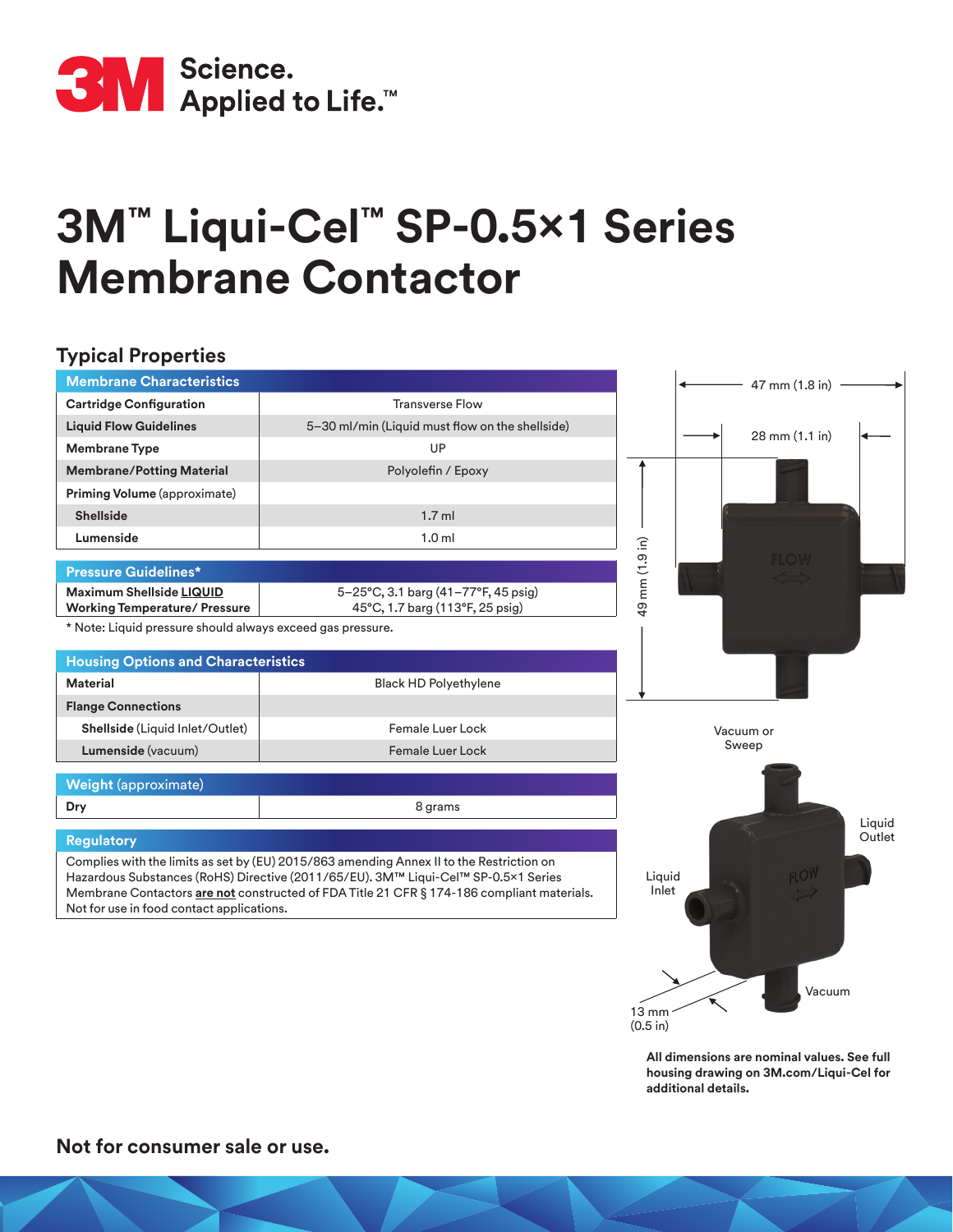# 3M™ Liqui-Cel™ SP-0.5×1 Series Membrane Contactor

## Typical Properties

| Membrane Characteristics | |
|---|---|
| **Cartridge Configuration** | Transverse Flow |
| **Liquid Flow Guidelines** | 5–30 ml/min (Liquid must flow on the shellside) |
| **Membrane Type** | UP |
| **Membrane/Potting Material** | Polyolefin / Epoxy |
| **Priming Volume** (approximate) | |
| **Shellside** | 1.7 ml |
| **Lumenside** | 1.0 ml |

| Pressure Guidelines* | |
|---|---|
| **Maximum Shellside LIQUID Working Temperature/ Pressure** | 5–25°C, 3.1 barg (41–77°F, 45 psig)<br>45°C, 1.7 barg (113°F, 25 psig) |

* Note: Liquid pressure should always exceed gas pressure.

| Housing Options and Characteristics | |
|---|---|
| **Material** | Black HD Polyethylene |
| **Flange Connections** | |
| **Shellside** (Liquid Inlet/Outlet) | Female Luer Lock |
| **Lumenside** (vacuum) | Female Luer Lock |

| Weight (approximate) | |
|---|---|
| **Dry** | 8 grams |

**Regulatory**

Complies with the limits as set by (EU) 2015/863 amending Annex II to the Restriction on Hazardous Substances (RoHS) Directive (2011/65/EU). 3M™ Liqui-Cel™ SP-0.5×1 Series Membrane Contactors **are not** constructed of FDA Title 21 CFR § 174-186 compliant materials. Not for use in food contact applications.

47 mm (1.8 in)

28 mm (1.1 in)

49 mm (1.9 in)

FLOW

Vacuum or Sweep

Liquid Outlet

Liquid Inlet

Vacuum

13 mm (0.5 in)

**All dimensions are nominal values. See full housing drawing on 3M.com/Liqui-Cel for additional details.**

**Not for consumer sale or use.**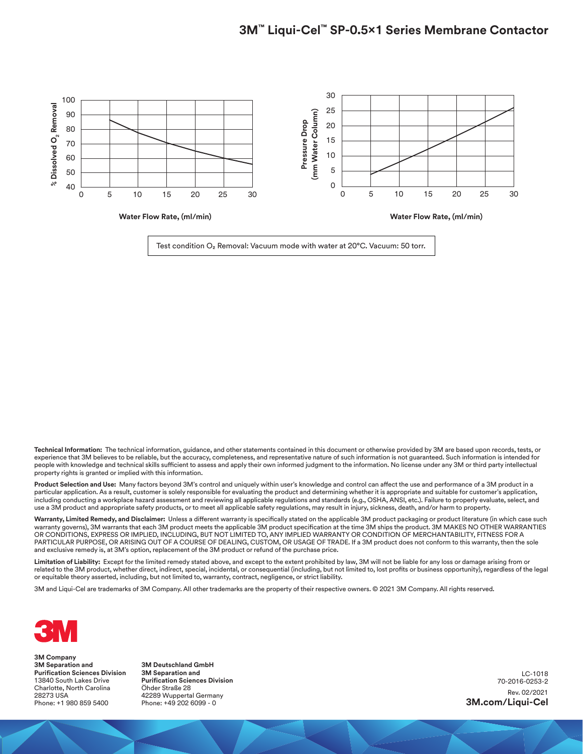# 3M™ Liqui-Cel™ SP-0.5×1 Series Membrane Contactor

% Dissolved $O_2$ Removal

100
90
80
70
60
50
40

0 5 10 15 20 25 30

Water Flow Rate, (ml/min)

Pressure Drop (mm Water Column)

30
25
20
15
10
5
0

0 5 10 15 20 25 30

Water Flow Rate, (ml/min)

Test condition $O_2$ Removal: Vacuum mode with water at 20°C. Vacuum: 50 torr.

**Technical Information:** The technical information, guidance, and other statements contained in this document or otherwise provided by 3M are based upon records, tests, or experience that 3M believes to be reliable, but the accuracy, completeness, and representative nature of such information is not guaranteed. Such information is intended for people with knowledge and technical skills sufficient to assess and apply their own informed judgment to the information. No license under any 3M or third party intellectual property rights is granted or implied with this information.

**Product Selection and Use:** Many factors beyond 3M's control and uniquely within user's knowledge and control can affect the use and performance of a 3M product in a particular application. As a result, customer is solely responsible for evaluating the product and determining whether it is appropriate and suitable for customer's application, including conducting a workplace hazard assessment and reviewing all applicable regulations and standards (e.g., OSHA, ANSI, etc.). Failure to properly evaluate, select, and use a 3M product and appropriate safety products, or to meet all applicable safety regulations, may result in injury, sickness, death, and/or harm to property.

**Warranty, Limited Remedy, and Disclaimer:** Unless a different warranty is specifically stated on the applicable 3M product packaging or product literature (in which case such warranty governs), 3M warrants that each 3M product meets the applicable 3M product specification at the time 3M ships the product. 3M MAKES NO OTHER WARRANTIES OR CONDITIONS, EXPRESS OR IMPLIED, INCLUDING, BUT NOT LIMITED TO, ANY IMPLIED WARRANTY OR CONDITION OF MERCHANTABILITY, FITNESS FOR A PARTICULAR PURPOSE, OR ARISING OUT OF A COURSE OF DEALING, CUSTOM, OR USAGE OF TRADE. If a 3M product does not conform to this warranty, then the sole and exclusive remedy is, at 3M's option, replacement of the 3M product or refund of the purchase price.

**Limitation of Liability:** Except for the limited remedy stated above, and except to the extent prohibited by law, 3M will not be liable for any loss or damage arising from or related to the 3M product, whether direct, indirect, special, incidental, or consequential (including, but not limited to, lost profits or business opportunity), regardless of the legal or equitable theory asserted, including, but not limited to, warranty, contract, negligence, or strict liability.

3M and Liqui-Cel are trademarks of 3M Company. All other trademarks are the property of their respective owners. © 2021 3M Company. All rights reserved.

**3M Company**
**3M Separation and Purification Sciences Division**
13840 South Lakes Drive
Charlotte, North Carolina
28273 USA
Phone: +1 980 859 5400

**3M Deutschland GmbH**
**3M Separation and Purification Sciences Division**
Öhder Straße 28
42289 Wuppertal Germany
Phone: +49 202 6099 - 0

LC-1018
70-2016-0253-2
Rev. 02/2021
**3M.com/Liqui-Cel**